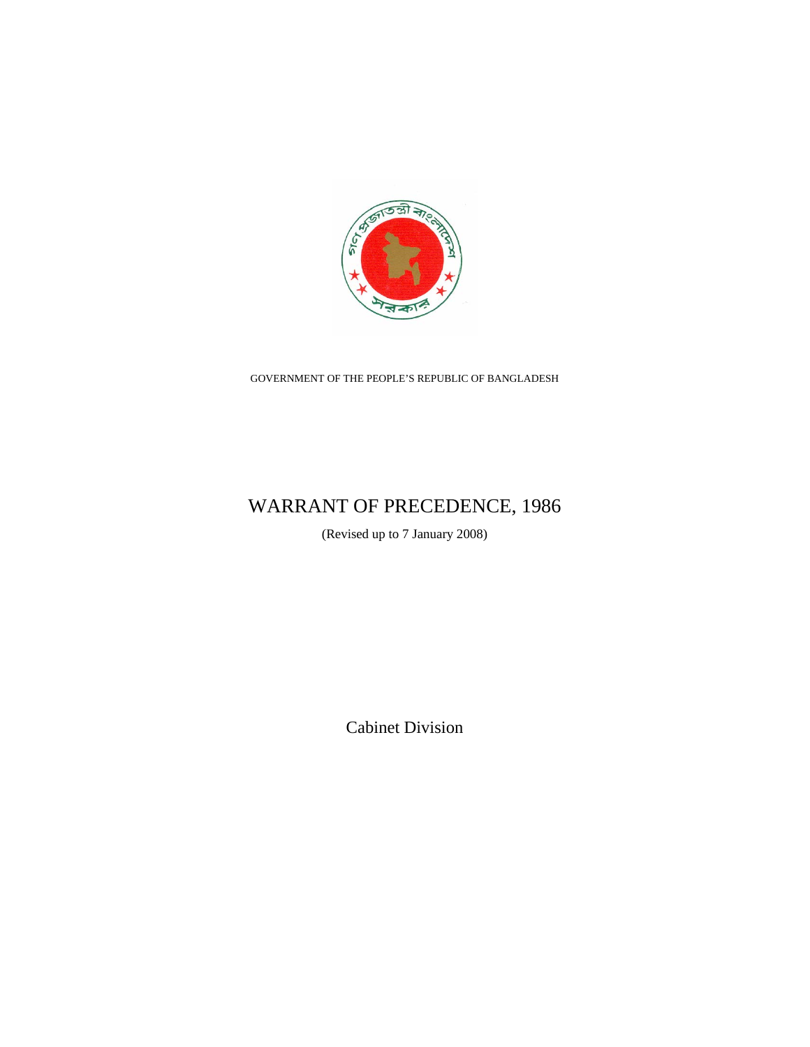GOVERNMENT OF THE PEOPLE'S REPUBLIC OF BANGLADESH

# WARRANT OF PRECEDENCE, 1986

(Revised up to 7 January 2008)

Cabinet Division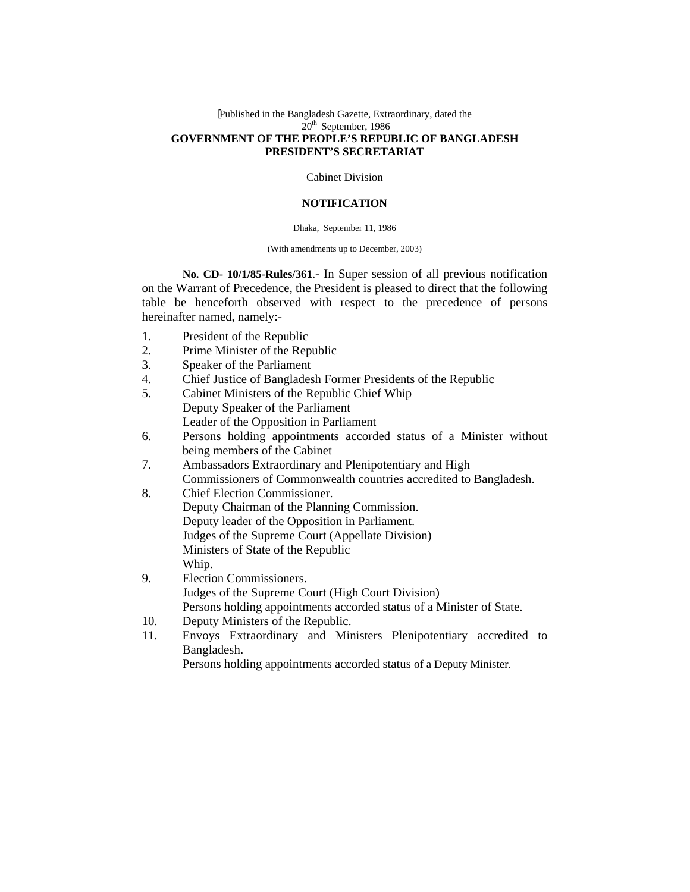[Published in the Bangladesh Gazette, Extraordinary, dated the 20th September, 1986

**GOVERNMENT OF THE PEOPLE'S REPUBLIC OF BANGLADESH**
**PRESIDENT'S SECRETARIAT**

Cabinet Division

**NOTIFICATION**

Dhaka, September 11, 1986

(With amendments up to December, 2003)

**No. CD- 10/1/85-Rules/361**.- In Super session of all previous notification on the Warrant of Precedence, the President is pleased to direct that the following table be henceforth observed with respect to the precedence of persons hereinafter named, namely:-

1. President of the Republic
2. Prime Minister of the Republic
3. Speaker of the Parliament
4. Chief Justice of Bangladesh Former Presidents of the Republic
5. Cabinet Ministers of the Republic Chief Whip
   Deputy Speaker of the Parliament
   Leader of the Opposition in Parliament
6. Persons holding appointments accorded status of a Minister without being members of the Cabinet
7. Ambassadors Extraordinary and Plenipotentiary and High Commissioners of Commonwealth countries accredited to Bangladesh.
8. Chief Election Commissioner.
   Deputy Chairman of the Planning Commission.
   Deputy leader of the Opposition in Parliament.
   Judges of the Supreme Court (Appellate Division)
   Ministers of State of the Republic
   Whip.
9. Election Commissioners.
   Judges of the Supreme Court (High Court Division)
   Persons holding appointments accorded status of a Minister of State.
10. Deputy Ministers of the Republic.
11. Envoys Extraordinary and Ministers Plenipotentiary accredited to Bangladesh.
    Persons holding appointments accorded status of a Deputy Minister.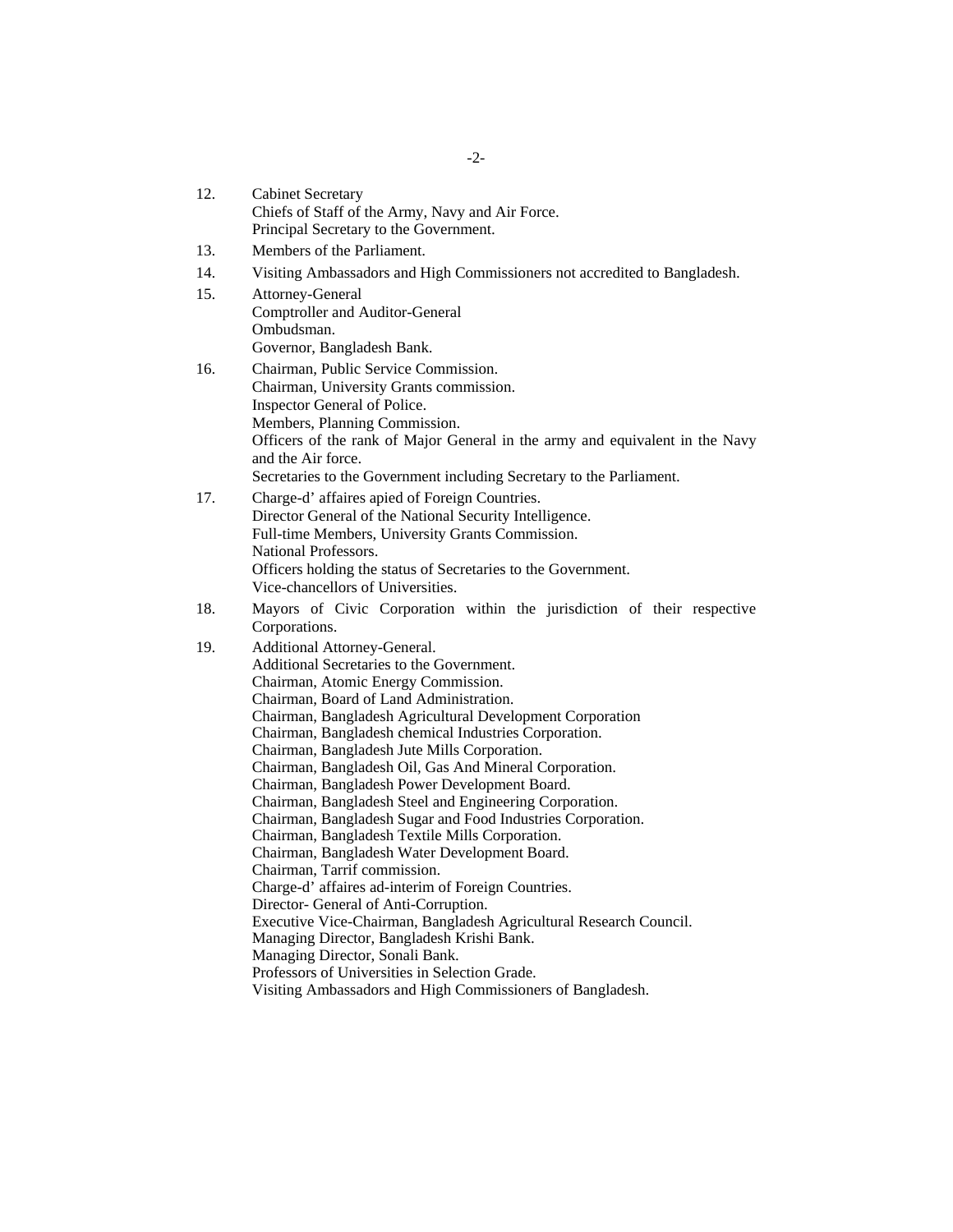12. Cabinet Secretary
    Chiefs of Staff of the Army, Navy and Air Force.
    Principal Secretary to the Government.
13. Members of the Parliament.
14. Visiting Ambassadors and High Commissioners not accredited to Bangladesh.
15. Attorney-General
    Comptroller and Auditor-General
    Ombudsman.
    Governor, Bangladesh Bank.
16. Chairman, Public Service Commission.
    Chairman, University Grants commission.
    Inspector General of Police.
    Members, Planning Commission.
    Officers of the rank of Major General in the army and equivalent in the Navy and the Air force.
    Secretaries to the Government including Secretary to the Parliament.
17. Charge-d' affaires apied of Foreign Countries.
    Director General of the National Security Intelligence.
    Full-time Members, University Grants Commission.
    National Professors.
    Officers holding the status of Secretaries to the Government.
    Vice-chancellors of Universities.
18. Mayors of Civic Corporation within the jurisdiction of their respective Corporations.
19. Additional Attorney-General.
    Additional Secretaries to the Government.
    Chairman, Atomic Energy Commission.
    Chairman, Board of Land Administration.
    Chairman, Bangladesh Agricultural Development Corporation
    Chairman, Bangladesh chemical Industries Corporation.
    Chairman, Bangladesh Jute Mills Corporation.
    Chairman, Bangladesh Oil, Gas And Mineral Corporation.
    Chairman, Bangladesh Power Development Board.
    Chairman, Bangladesh Steel and Engineering Corporation.
    Chairman, Bangladesh Sugar and Food Industries Corporation.
    Chairman, Bangladesh Textile Mills Corporation.
    Chairman, Bangladesh Water Development Board.
    Chairman, Tarrif commission.
    Charge-d' affaires ad-interim of Foreign Countries.
    Director- General of Anti-Corruption.
    Executive Vice-Chairman, Bangladesh Agricultural Research Council.
    Managing Director, Bangladesh Krishi Bank.
    Managing Director, Sonali Bank.
    Professors of Universities in Selection Grade.
    Visiting Ambassadors and High Commissioners of Bangladesh.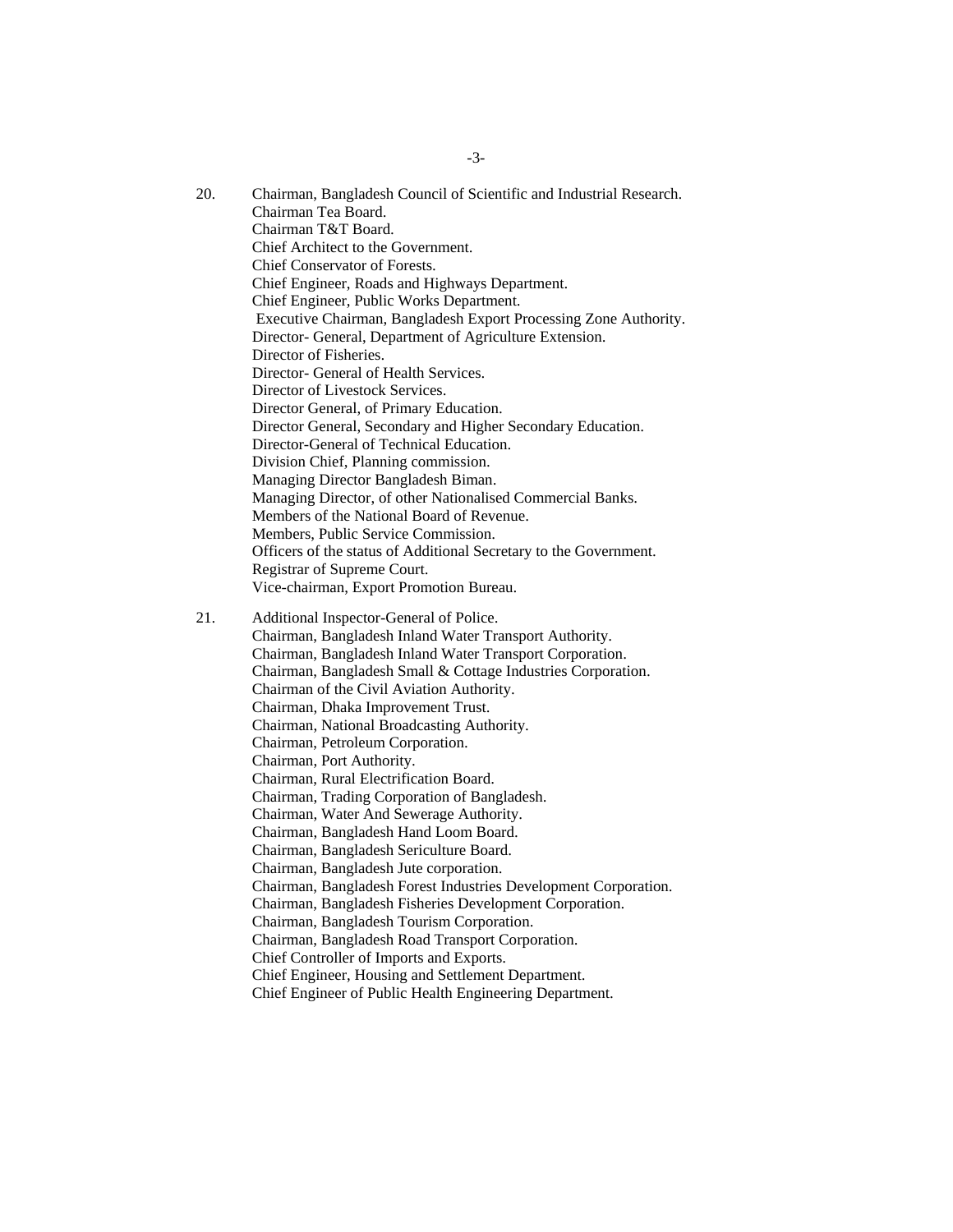20. Chairman, Bangladesh Council of Scientific and Industrial Research.
    Chairman Tea Board.
    Chairman T&T Board.
    Chief Architect to the Government.
    Chief Conservator of Forests.
    Chief Engineer, Roads and Highways Department.
    Chief Engineer, Public Works Department.
    Executive Chairman, Bangladesh Export Processing Zone Authority.
    Director- General, Department of Agriculture Extension.
    Director of Fisheries.
    Director- General of Health Services.
    Director of Livestock Services.
    Director General, of Primary Education.
    Director General, Secondary and Higher Secondary Education.
    Director-General of Technical Education.
    Division Chief, Planning commission.
    Managing Director Bangladesh Biman.
    Managing Director, of other Nationalised Commercial Banks.
    Members of the National Board of Revenue.
    Members, Public Service Commission.
    Officers of the status of Additional Secretary to the Government.
    Registrar of Supreme Court.
    Vice-chairman, Export Promotion Bureau.

21. Additional Inspector-General of Police.
    Chairman, Bangladesh Inland Water Transport Authority.
    Chairman, Bangladesh Inland Water Transport Corporation.
    Chairman, Bangladesh Small & Cottage Industries Corporation.
    Chairman of the Civil Aviation Authority.
    Chairman, Dhaka Improvement Trust.
    Chairman, National Broadcasting Authority.
    Chairman, Petroleum Corporation.
    Chairman, Port Authority.
    Chairman, Rural Electrification Board.
    Chairman, Trading Corporation of Bangladesh.
    Chairman, Water And Sewerage Authority.
    Chairman, Bangladesh Hand Loom Board.
    Chairman, Bangladesh Sericulture Board.
    Chairman, Bangladesh Jute corporation.
    Chairman, Bangladesh Forest Industries Development Corporation.
    Chairman, Bangladesh Fisheries Development Corporation.
    Chairman, Bangladesh Tourism Corporation.
    Chairman, Bangladesh Road Transport Corporation.
    Chief Controller of Imports and Exports.
    Chief Engineer, Housing and Settlement Department.
    Chief Engineer of Public Health Engineering Department.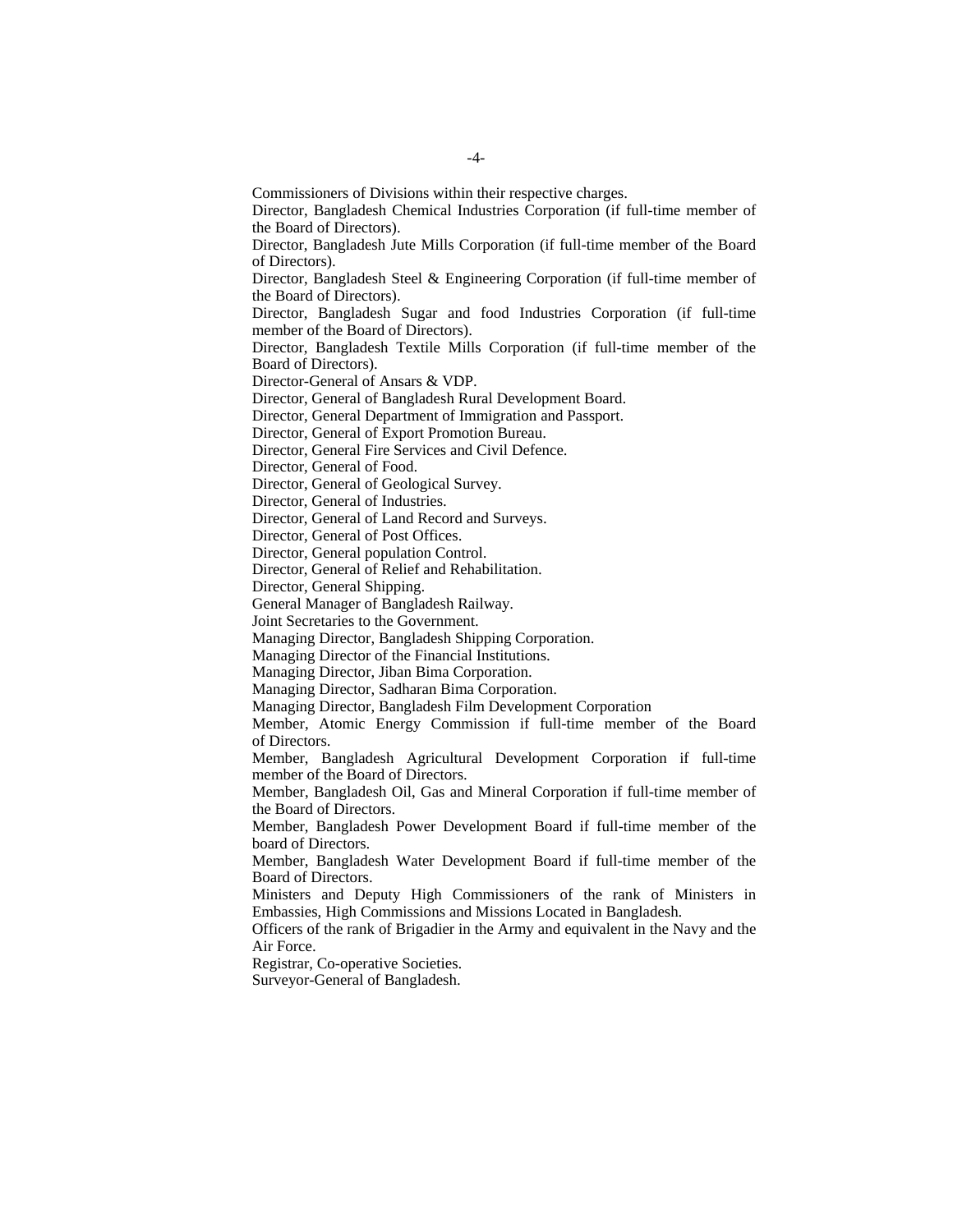Commissioners of Divisions within their respective charges.

Director, Bangladesh Chemical Industries Corporation (if full-time member of the Board of Directors).

Director, Bangladesh Jute Mills Corporation (if full-time member of the Board of Directors).

Director, Bangladesh Steel & Engineering Corporation (if full-time member of the Board of Directors).

Director, Bangladesh Sugar and food Industries Corporation (if full-time member of the Board of Directors).

Director, Bangladesh Textile Mills Corporation (if full-time member of the Board of Directors).

Director-General of Ansars & VDP.

Director, General of Bangladesh Rural Development Board.

Director, General Department of Immigration and Passport.

Director, General of Export Promotion Bureau.

Director, General Fire Services and Civil Defence.

Director, General of Food.

Director, General of Geological Survey.

Director, General of Industries.

Director, General of Land Record and Surveys.

Director, General of Post Offices.

Director, General population Control.

Director, General of Relief and Rehabilitation.

Director, General Shipping.

General Manager of Bangladesh Railway.

Joint Secretaries to the Government.

Managing Director, Bangladesh Shipping Corporation.

Managing Director of the Financial Institutions.

Managing Director, Jiban Bima Corporation.

Managing Director, Sadharan Bima Corporation.

Managing Director, Bangladesh Film Development Corporation

Member, Atomic Energy Commission if full-time member of the Board of Directors.

Member, Bangladesh Agricultural Development Corporation if full-time member of the Board of Directors.

Member, Bangladesh Oil, Gas and Mineral Corporation if full-time member of the Board of Directors.

Member, Bangladesh Power Development Board if full-time member of the board of Directors.

Member, Bangladesh Water Development Board if full-time member of the Board of Directors.

Ministers and Deputy High Commissioners of the rank of Ministers in Embassies, High Commissions and Missions Located in Bangladesh.

Officers of the rank of Brigadier in the Army and equivalent in the Navy and the Air Force.

Registrar, Co-operative Societies.

Surveyor-General of Bangladesh.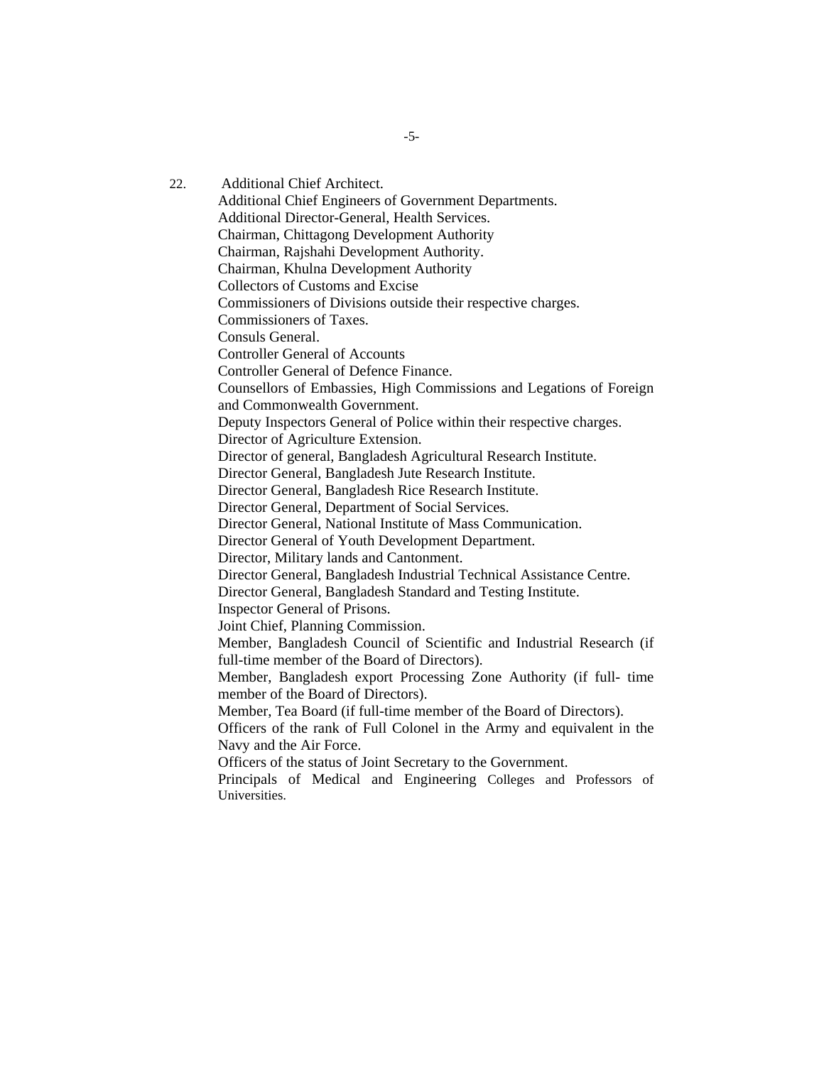22. Additional Chief Architect.
    Additional Chief Engineers of Government Departments.
    Additional Director-General, Health Services.
    Chairman, Chittagong Development Authority
    Chairman, Rajshahi Development Authority.
    Chairman, Khulna Development Authority
    Collectors of Customs and Excise
    Commissioners of Divisions outside their respective charges.
    Commissioners of Taxes.
    Consuls General.
    Controller General of Accounts
    Controller General of Defence Finance.
    Counsellors of Embassies, High Commissions and Legations of Foreign and Commonwealth Government.
    Deputy Inspectors General of Police within their respective charges.
    Director of Agriculture Extension.
    Director of general, Bangladesh Agricultural Research Institute.
    Director General, Bangladesh Jute Research Institute.
    Director General, Bangladesh Rice Research Institute.
    Director General, Department of Social Services.
    Director General, National Institute of Mass Communication.
    Director General of Youth Development Department.
    Director, Military lands and Cantonment.
    Director General, Bangladesh Industrial Technical Assistance Centre.
    Director General, Bangladesh Standard and Testing Institute.
    Inspector General of Prisons.
    Joint Chief, Planning Commission.
    Member, Bangladesh Council of Scientific and Industrial Research (if full-time member of the Board of Directors).
    Member, Bangladesh export Processing Zone Authority (if full- time member of the Board of Directors).
    Member, Tea Board (if full-time member of the Board of Directors).
    Officers of the rank of Full Colonel in the Army and equivalent in the Navy and the Air Force.
    Officers of the status of Joint Secretary to the Government.
    Principals of Medical and Engineering Colleges and Professors of Universities.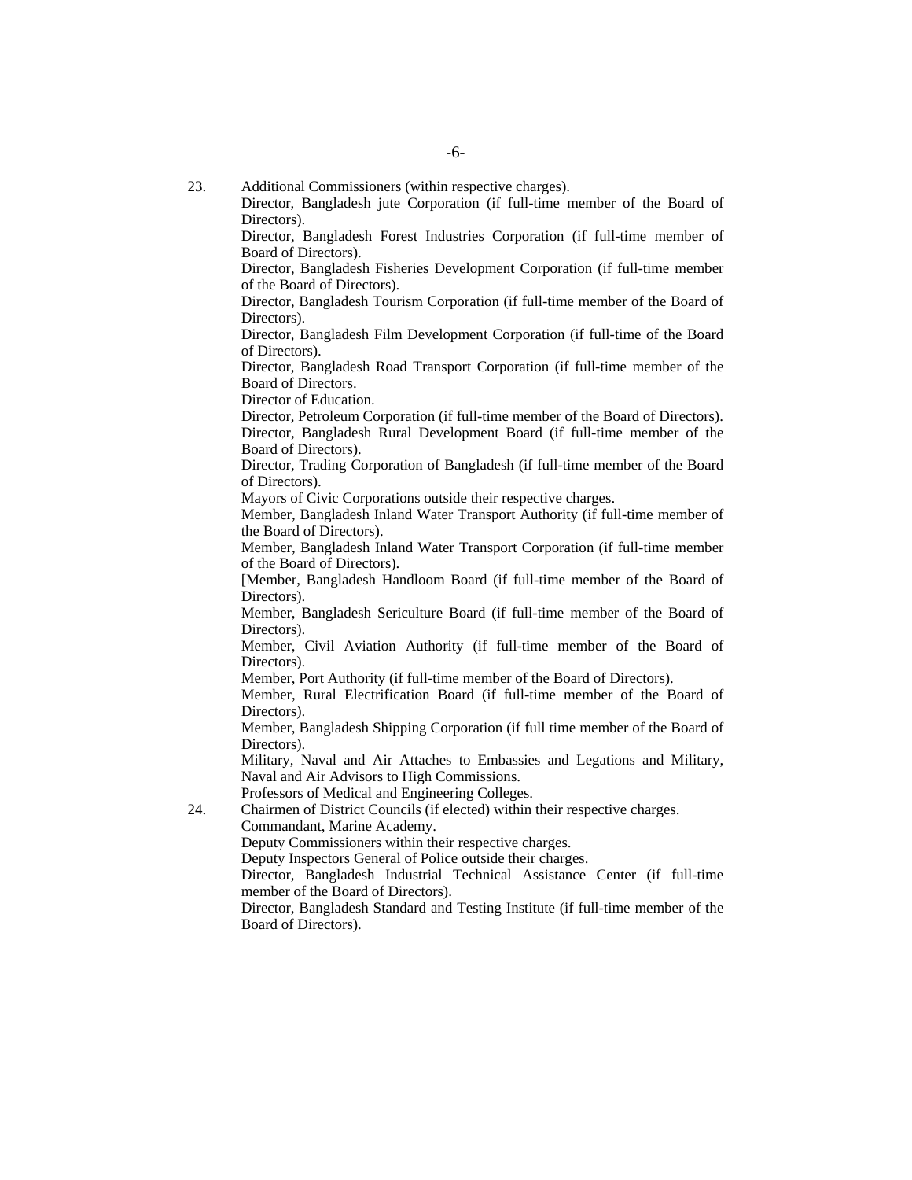23. Additional Commissioners (within respective charges).

    Director, Bangladesh jute Corporation (if full-time member of the Board of Directors).

    Director, Bangladesh Forest Industries Corporation (if full-time member of Board of Directors).

    Director, Bangladesh Fisheries Development Corporation (if full-time member of the Board of Directors).

    Director, Bangladesh Tourism Corporation (if full-time member of the Board of Directors).

    Director, Bangladesh Film Development Corporation (if full-time of the Board of Directors).

    Director, Bangladesh Road Transport Corporation (if full-time member of the Board of Directors.

    Director of Education.

    Director, Petroleum Corporation (if full-time member of the Board of Directors).

    Director, Bangladesh Rural Development Board (if full-time member of the Board of Directors).

    Director, Trading Corporation of Bangladesh (if full-time member of the Board of Directors).

    Mayors of Civic Corporations outside their respective charges.

    Member, Bangladesh Inland Water Transport Authority (if full-time member of the Board of Directors).

    Member, Bangladesh Inland Water Transport Corporation (if full-time member of the Board of Directors).

    [Member, Bangladesh Handloom Board (if full-time member of the Board of Directors).

    Member, Bangladesh Sericulture Board (if full-time member of the Board of Directors).

    Member, Civil Aviation Authority (if full-time member of the Board of Directors).

    Member, Port Authority (if full-time member of the Board of Directors).

    Member, Rural Electrification Board (if full-time member of the Board of Directors).

    Member, Bangladesh Shipping Corporation (if full time member of the Board of Directors).

    Military, Naval and Air Attaches to Embassies and Legations and Military, Naval and Air Advisors to High Commissions.

    Professors of Medical and Engineering Colleges.

24. Chairmen of District Councils (if elected) within their respective charges.

    Commandant, Marine Academy.

    Deputy Commissioners within their respective charges.

    Deputy Inspectors General of Police outside their charges.

    Director, Bangladesh Industrial Technical Assistance Center (if full-time member of the Board of Directors).

    Director, Bangladesh Standard and Testing Institute (if full-time member of the Board of Directors).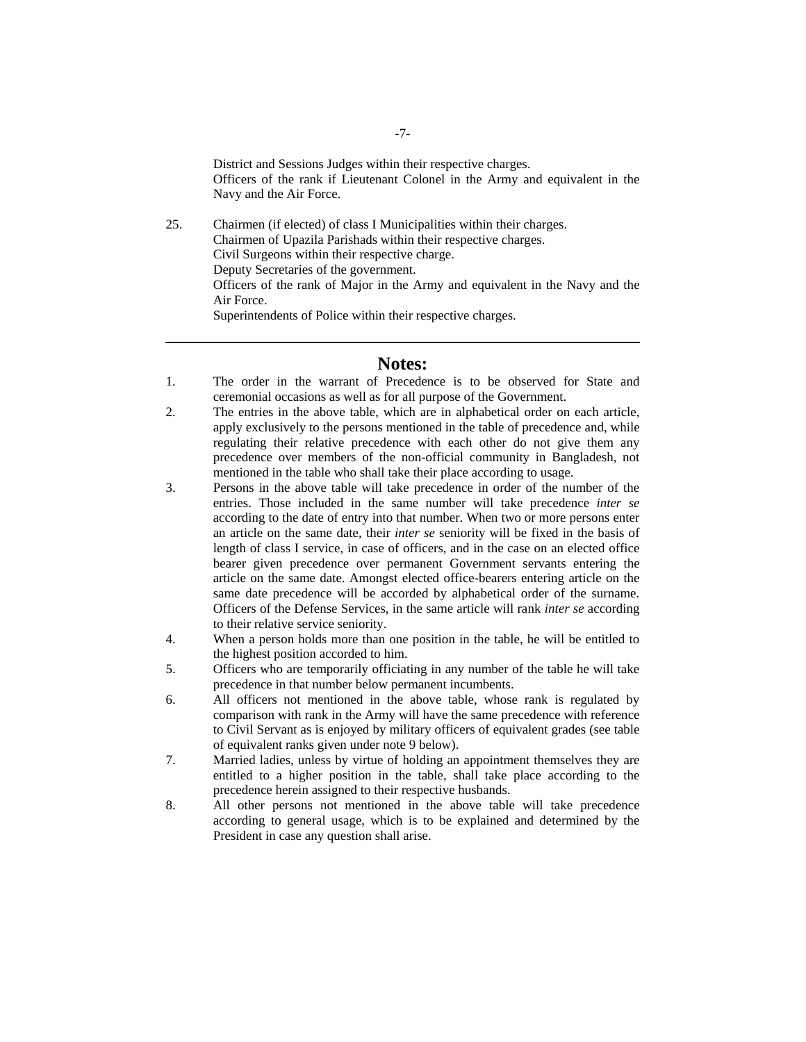District and Sessions Judges within their respective charges.
Officers of the rank if Lieutenant Colonel in the Army and equivalent in the Navy and the Air Force.

25. Chairmen (if elected) of class I Municipalities within their charges.
Chairmen of Upazila Parishads within their respective charges.
Civil Surgeons within their respective charge.
Deputy Secretaries of the government.
Officers of the rank of Major in the Army and equivalent in the Navy and the Air Force.
Superintendents of Police within their respective charges.

---

## Notes:

1. The order in the warrant of Precedence is to be observed for State and ceremonial occasions as well as for all purpose of the Government.
2. The entries in the above table, which are in alphabetical order on each article, apply exclusively to the persons mentioned in the table of precedence and, while regulating their relative precedence with each other do not give them any precedence over members of the non-official community in Bangladesh, not mentioned in the table who shall take their place according to usage.
3. Persons in the above table will take precedence in order of the number of the entries. Those included in the same number will take precedence *inter se* according to the date of entry into that number. When two or more persons enter an article on the same date, their *inter se* seniority will be fixed in the basis of length of class I service, in case of officers, and in the case on an elected office bearer given precedence over permanent Government servants entering the article on the same date. Amongst elected office-bearers entering article on the same date precedence will be accorded by alphabetical order of the surname. Officers of the Defense Services, in the same article will rank *inter se* according to their relative service seniority.
4. When a person holds more than one position in the table, he will be entitled to the highest position accorded to him.
5. Officers who are temporarily officiating in any number of the table he will take precedence in that number below permanent incumbents.
6. All officers not mentioned in the above table, whose rank is regulated by comparison with rank in the Army will have the same precedence with reference to Civil Servant as is enjoyed by military officers of equivalent grades (see table of equivalent ranks given under note 9 below).
7. Married ladies, unless by virtue of holding an appointment themselves they are entitled to a higher position in the table, shall take place according to the precedence herein assigned to their respective husbands.
8. All other persons not mentioned in the above table will take precedence according to general usage, which is to be explained and determined by the President in case any question shall arise.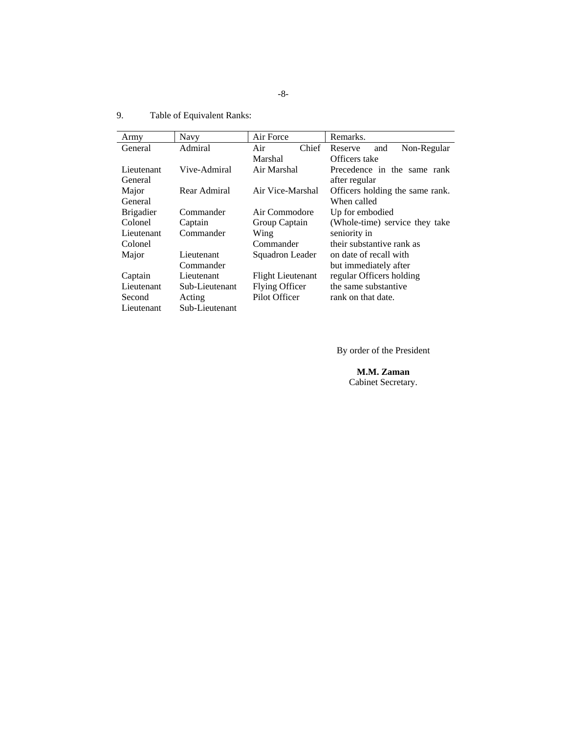9. Table of Equivalent Ranks:

| Army | Navy | Air Force | Remarks. |
|---|---|---|---|
| General | Admiral | Air Chief Marshal | Reserve and Non-Regular Officers take |
| Lieutenant General | Vive-Admiral | Air Marshal | Precedence in the same rank after regular |
| Major General | Rear Admiral | Air Vice-Marshal | Officers holding the same rank. When called |
| Brigadier | Commander | Air Commodore | Up for embodied |
| Colonel | Captain | Group Captain | (Whole-time) service they take |
| Lieutenant Colonel | Commander | Wing Commander | seniority in their substantive rank as |
| Major | Lieutenant Commander | Squadron Leader | on date of recall with but immediately after |
| Captain | Lieutenant | Flight Lieutenant | regular Officers holding |
| Lieutenant | Sub-Lieutenant | Flying Officer | the same substantive |
| Second Lieutenant | Acting Sub-Lieutenant | Pilot Officer | rank on that date. |

By order of the President

**M.M. Zaman**
Cabinet Secretary.